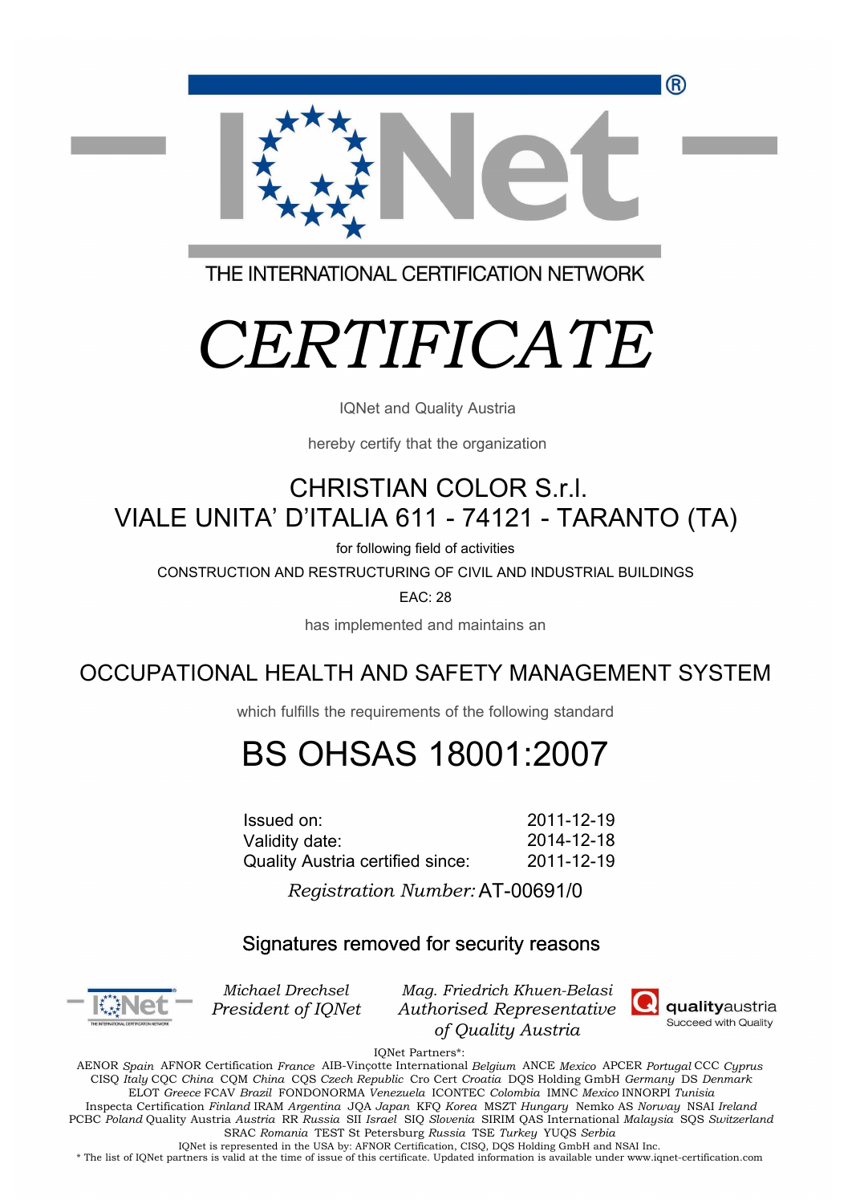IQNet®

THE INTERNATIONAL CERTIFICATION NETWORK

# *CERTIFICATE*

IQNet and Quality Austria

hereby certify that the organization

## CHRISTIAN COLOR S.r.l.
## VIALE UNITA' D'ITALIA 611 - 74121 - TARANTO (TA)

for following field of activities

CONSTRUCTION AND RESTRUCTURING OF CIVIL AND INDUSTRIAL BUILDINGS

EAC: 28

has implemented and maintains an

## OCCUPATIONAL HEALTH AND SAFETY MANAGEMENT SYSTEM

which fulfills the requirements of the following standard

# BS OHSAS 18001:2007

| | |
|---|---|
| Issued on: | 2011-12-19 |
| Validity date: | 2014-12-18 |
| Quality Austria certified since: | 2011-12-19 |

*Registration Number:* AT-00691/0

Signatures removed for security reasons

*Michael Drechsel*
*President of IQNet*

*Mag. Friedrich Khuen-Belasi*
*Authorised Representative*
*of Quality Austria*

**quality**austria
Succeed with Quality

IQNet Partners*:

AENOR *Spain* AFNOR Certification *France* AIB-Vinçotte International *Belgium* ANCE *Mexico* APCER *Portugal* CCC *Cyprus* CISQ *Italy* CQC *China* CQM *China* CQS *Czech Republic* Cro Cert *Croatia* DQS Holding GmbH *Germany* DS *Denmark* ELOT *Greece* FCAV *Brazil* FONDONORMA *Venezuela* ICONTEC *Colombia* IMNC *Mexico* INNORPI *Tunisia* Inspecta Certification *Finland* IRAM *Argentina* JQA *Japan* KFQ *Korea* MSZT *Hungary* Nemko AS *Norway* NSAI *Ireland* PCBC *Poland* Quality Austria *Austria* RR *Russia* SII *Israel* SIQ *Slovenia* SIRIM QAS International *Malaysia* SQS *Switzerland* SRAC *Romania* TEST St Petersburg *Russia* TSE *Turkey* YUQS *Serbia*

IQNet is represented in the USA by: AFNOR Certification, CISQ, DQS Holding GmbH and NSAI Inc.

\* The list of IQNet partners is valid at the time of issue of this certificate. Updated information is available under www.iqnet-certification.com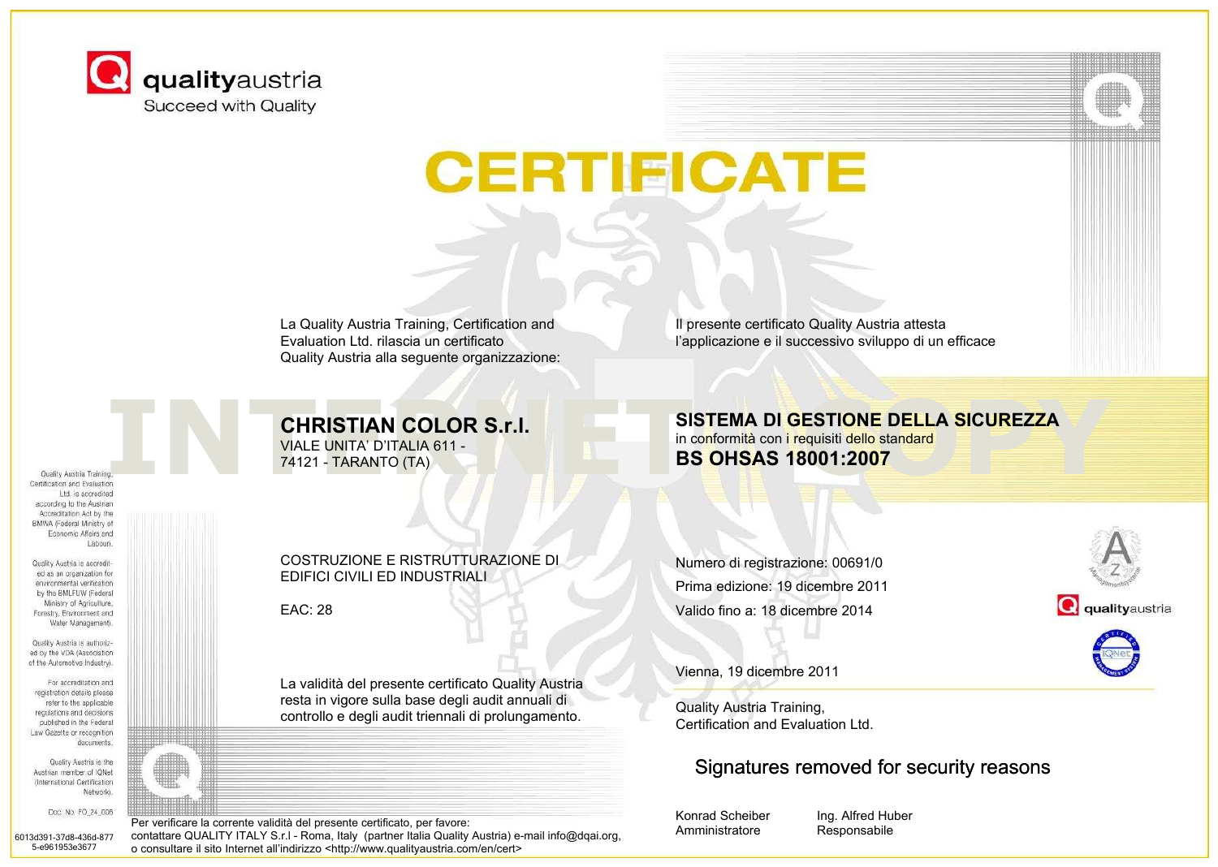qualityaustria
Succeed with Quality

# CERTIFICATE

La Quality Austria Training, Certification and Evaluation Ltd. rilascia un certificato Quality Austria alla seguente organizzazione:

**CHRISTIAN COLOR S.r.l.**
VIALE UNITA' D'ITALIA 611 -
74121 - TARANTO (TA)

Il presente certificato Quality Austria attesta l'applicazione e il successivo sviluppo di un efficace

**SISTEMA DI GESTIONE DELLA SICUREZZA**
in conformità con i requisiti dello standard
**BS OHSAS 18001:2007**

INTERNET COPY

COSTRUZIONE E RISTRUTTURAZIONE DI EDIFICI CIVILI ED INDUSTRIALI

EAC: 28

Numero di registrazione: 00691/0
Prima edizione: 19 dicembre 2011
Valido fino a: 18 dicembre 2014

La validità del presente certificato Quality Austria resta in vigore sulla base degli audit annuali di controllo e degli audit triennali di prolungamento.

Vienna, 19 dicembre 2011

Quality Austria Training,
Certification and Evaluation Ltd.

Signatures removed for security reasons

Konrad Scheiber
Amministratore

Ing. Alfred Huber
Responsabile

Quality Austria Training, Certification and Evaluation Ltd. is accredited according to the Austrian Accreditation Act by the BMWA (Federal Ministry of Economic Affairs and Labour).

Quality Austria is accredited as an organization for environmental verification by the BMLFUW (Federal Ministry of Agriculture, Forestry, Environment and Water Management).

Quality Austria is authorized by the VDA (Association of the Automotive Industry).

For accreditation and registration details please refer to the applicable regulations and decisions published in the Federal Law Gazette or recognition documents.

Quality Austria is the Austrian member of IQNet (International Certification Network).

Doc. No. FO_24_006

6013d391-37d8-436d-8775-e961953e3677

Per verificare la corrente validità del presente certificato, per favore:
contattare QUALITY ITALY S.r.l - Roma, Italy (partner Italia Quality Austria) e-mail info@dqai.org,
o consultare il sito Internet all'indirizzo <http://www.qualityaustria.com/en/cert>